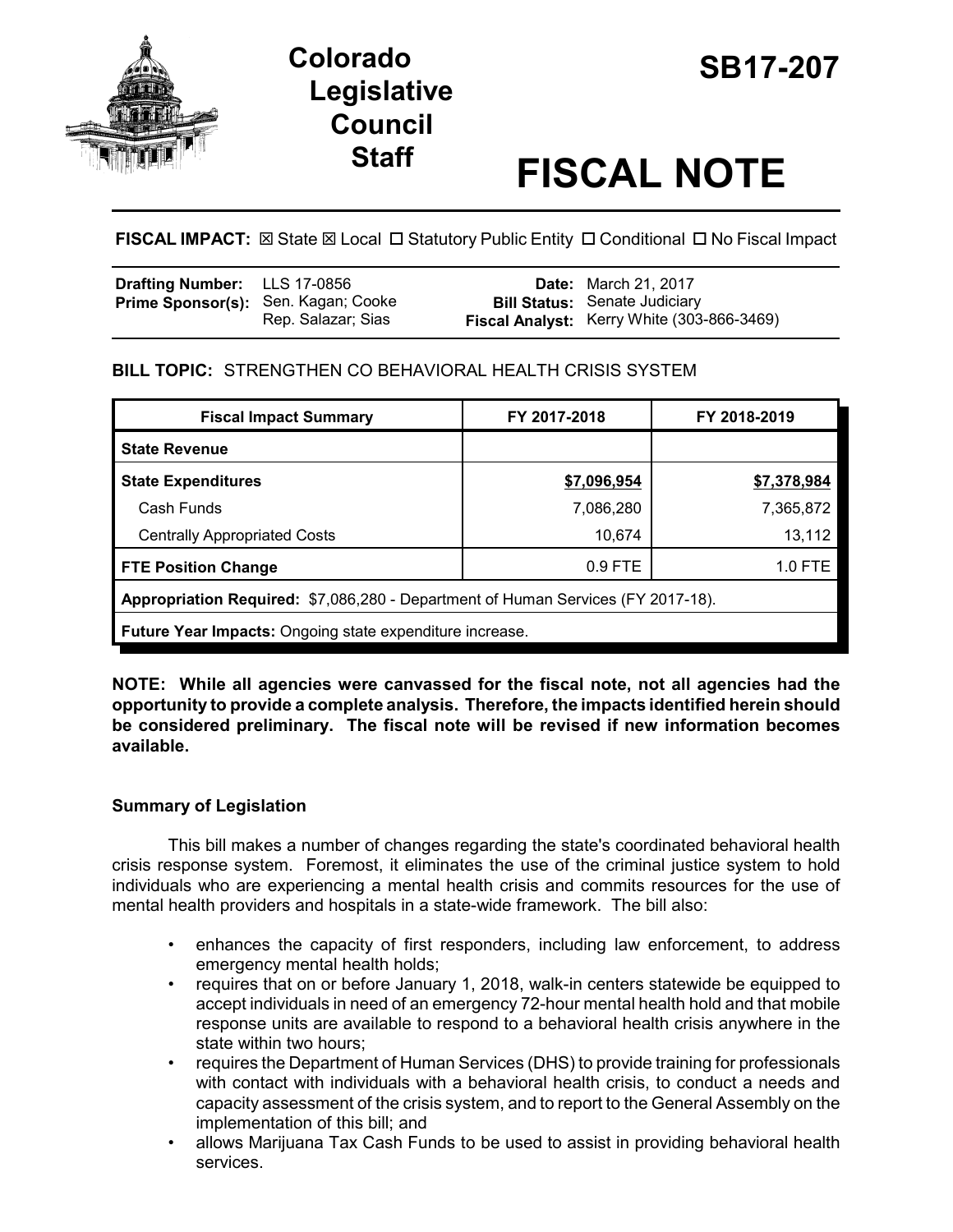# Colorado Legislative Council Staff

# SB17-207

# FISCAL NOTE

**FISCAL IMPACT:** ☒ State ☒ Local ☐ Statutory Public Entity ☐ Conditional ☐ No Fiscal Impact

| | | | |
|---|---|---|---|
| **Drafting Number:** | LLS 17-0856 | **Date:** | March 21, 2017 |
| **Prime Sponsor(s):** | Sen. Kagan; Cooke<br>Rep. Salazar; Sias | **Bill Status:** | Senate Judiciary |
| | | **Fiscal Analyst:** | Kerry White (303-866-3469) |

**BILL TOPIC:** STRENGTHEN CO BEHAVIORAL HEALTH CRISIS SYSTEM

| Fiscal Impact Summary | FY 2017-2018 | FY 2018-2019 |
|---|---|---|
| **State Revenue** | | |
| **State Expenditures** | **$7,096,954** | **$7,378,984** |
| Cash Funds | 7,086,280 | 7,365,872 |
| Centrally Appropriated Costs | 10,674 | 13,112 |
| **FTE Position Change** | 0.9 FTE | 1.0 FTE |
| **Appropriation Required:** $7,086,280 - Department of Human Services (FY 2017-18). | | |
| **Future Year Impacts:** Ongoing state expenditure increase. | | |

**NOTE: While all agencies were canvassed for the fiscal note, not all agencies had the opportunity to provide a complete analysis. Therefore, the impacts identified herein should be considered preliminary. The fiscal note will be revised if new information becomes available.**

### Summary of Legislation

This bill makes a number of changes regarding the state's coordinated behavioral health crisis response system. Foremost, it eliminates the use of the criminal justice system to hold individuals who are experiencing a mental health crisis and commits resources for the use of mental health providers and hospitals in a state-wide framework. The bill also:

- enhances the capacity of first responders, including law enforcement, to address emergency mental health holds;
- requires that on or before January 1, 2018, walk-in centers statewide be equipped to accept individuals in need of an emergency 72-hour mental health hold and that mobile response units are available to respond to a behavioral health crisis anywhere in the state within two hours;
- requires the Department of Human Services (DHS) to provide training for professionals with contact with individuals with a behavioral health crisis, to conduct a needs and capacity assessment of the crisis system, and to report to the General Assembly on the implementation of this bill; and
- allows Marijuana Tax Cash Funds to be used to assist in providing behavioral health services.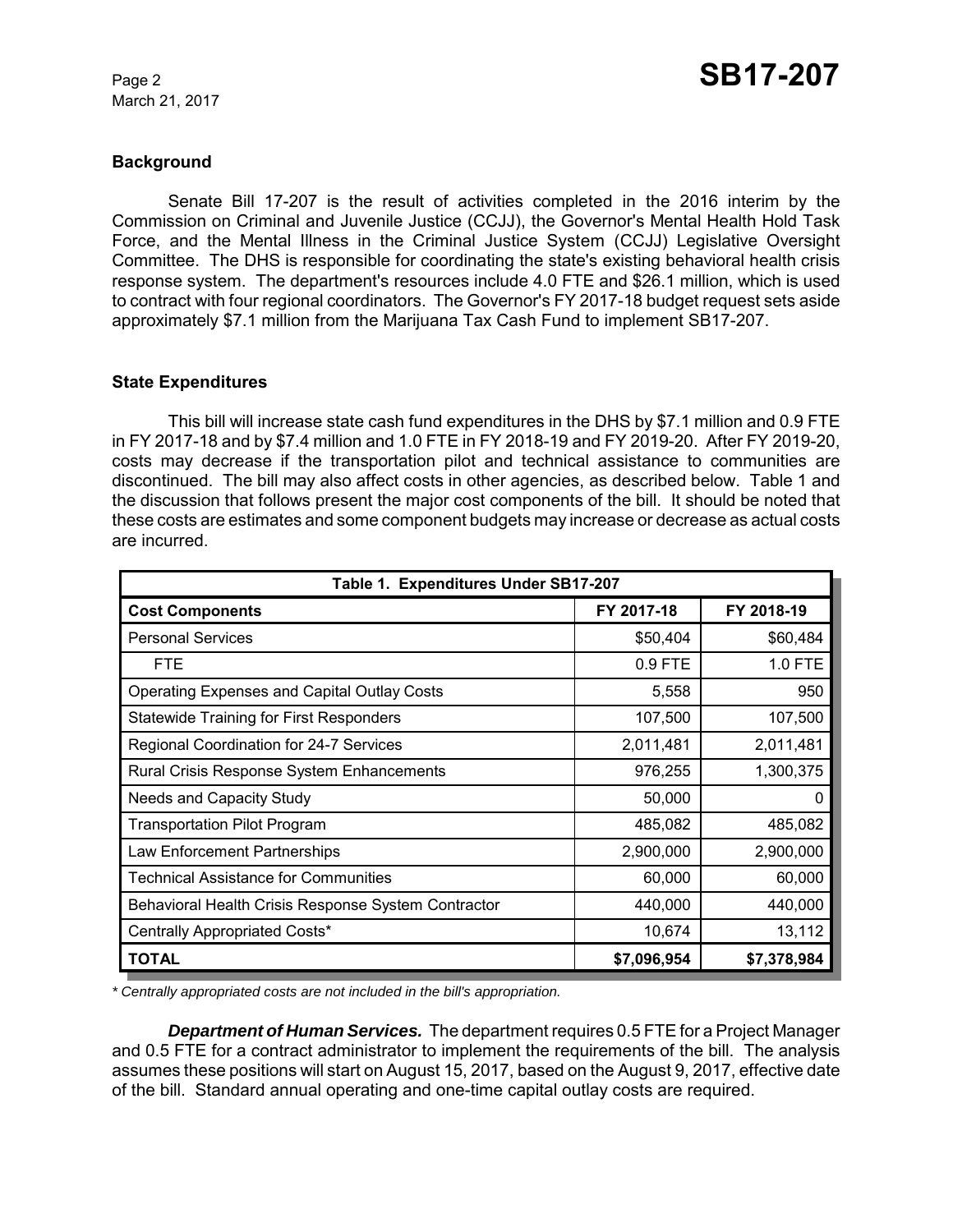## Background

Senate Bill 17-207 is the result of activities completed in the 2016 interim by the Commission on Criminal and Juvenile Justice (CCJJ), the Governor's Mental Health Hold Task Force, and the Mental Illness in the Criminal Justice System (CCJJ) Legislative Oversight Committee. The DHS is responsible for coordinating the state's existing behavioral health crisis response system. The department's resources include 4.0 FTE and $26.1 million, which is used to contract with four regional coordinators. The Governor's FY 2017-18 budget request sets aside approximately $7.1 million from the Marijuana Tax Cash Fund to implement SB17-207.

## State Expenditures

This bill will increase state cash fund expenditures in the DHS by $7.1 million and 0.9 FTE in FY 2017-18 and by $7.4 million and 1.0 FTE in FY 2018-19 and FY 2019-20. After FY 2019-20, costs may decrease if the transportation pilot and technical assistance to communities are discontinued. The bill may also affect costs in other agencies, as described below. Table 1 and the discussion that follows present the major cost components of the bill. It should be noted that these costs are estimates and some component budgets may increase or decrease as actual costs are incurred.

**Table 1. Expenditures Under SB17-207**

| Cost Components | FY 2017-18 | FY 2018-19 |
|---|---|---|
| Personal Services | $50,404 | $60,484 |
| FTE | 0.9 FTE | 1.0 FTE |
| Operating Expenses and Capital Outlay Costs | 5,558 | 950 |
| Statewide Training for First Responders | 107,500 | 107,500 |
| Regional Coordination for 24-7 Services | 2,011,481 | 2,011,481 |
| Rural Crisis Response System Enhancements | 976,255 | 1,300,375 |
| Needs and Capacity Study | 50,000 | 0 |
| Transportation Pilot Program | 485,082 | 485,082 |
| Law Enforcement Partnerships | 2,900,000 | 2,900,000 |
| Technical Assistance for Communities | 60,000 | 60,000 |
| Behavioral Health Crisis Response System Contractor | 440,000 | 440,000 |
| Centrally Appropriated Costs* | 10,674 | 13,112 |
| **TOTAL** | **$7,096,954** | **$7,378,984** |

*\* Centrally appropriated costs are not included in the bill's appropriation.*

***Department of Human Services.*** The department requires 0.5 FTE for a Project Manager and 0.5 FTE for a contract administrator to implement the requirements of the bill. The analysis assumes these positions will start on August 15, 2017, based on the August 9, 2017, effective date of the bill. Standard annual operating and one-time capital outlay costs are required.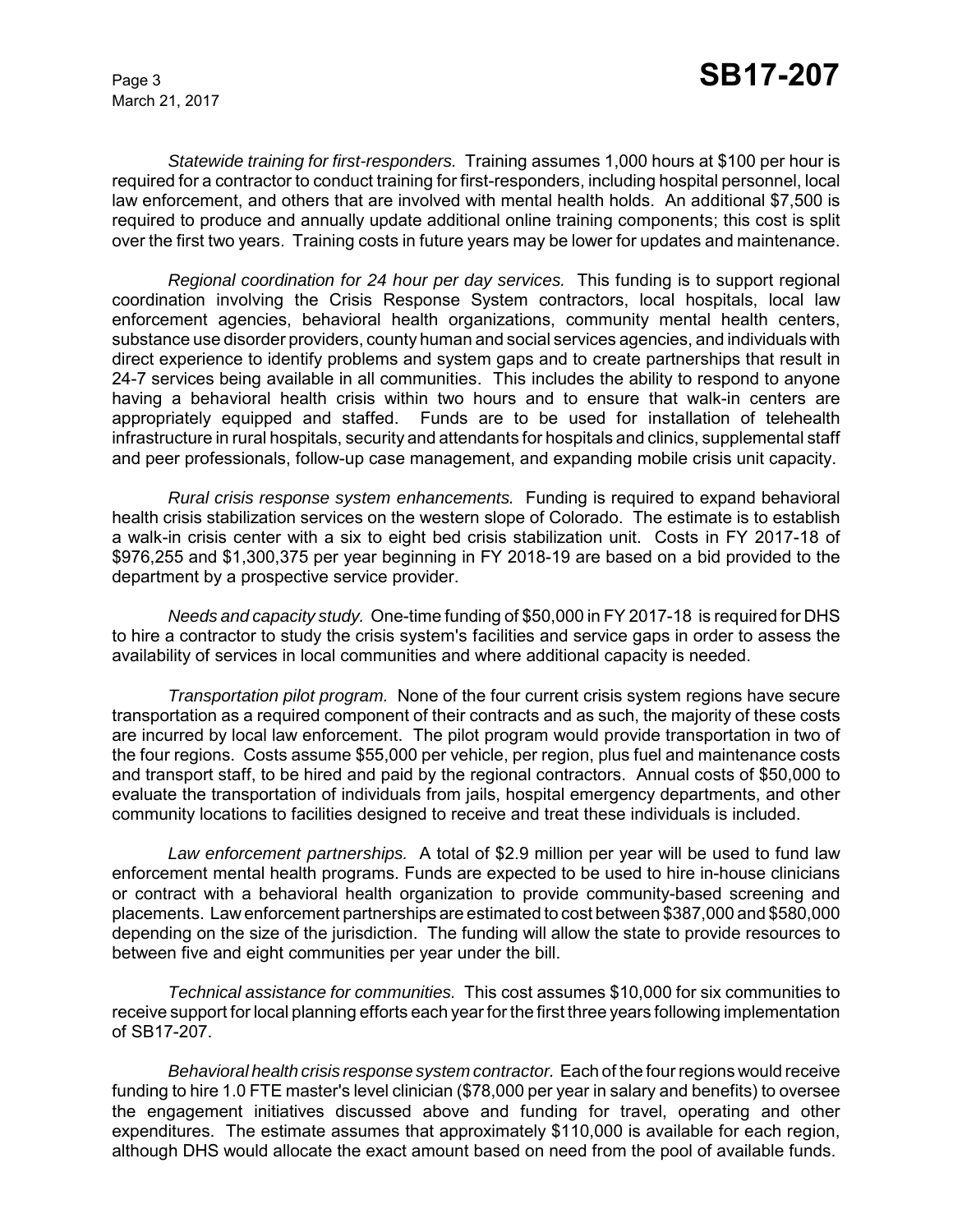*Statewide training for first-responders.* Training assumes 1,000 hours at $100 per hour is required for a contractor to conduct training for first-responders, including hospital personnel, local law enforcement, and others that are involved with mental health holds. An additional $7,500 is required to produce and annually update additional online training components; this cost is split over the first two years. Training costs in future years may be lower for updates and maintenance.

*Regional coordination for 24 hour per day services.* This funding is to support regional coordination involving the Crisis Response System contractors, local hospitals, local law enforcement agencies, behavioral health organizations, community mental health centers, substance use disorder providers, county human and social services agencies, and individuals with direct experience to identify problems and system gaps and to create partnerships that result in 24-7 services being available in all communities. This includes the ability to respond to anyone having a behavioral health crisis within two hours and to ensure that walk-in centers are appropriately equipped and staffed. Funds are to be used for installation of telehealth infrastructure in rural hospitals, security and attendants for hospitals and clinics, supplemental staff and peer professionals, follow-up case management, and expanding mobile crisis unit capacity.

*Rural crisis response system enhancements.* Funding is required to expand behavioral health crisis stabilization services on the western slope of Colorado. The estimate is to establish a walk-in crisis center with a six to eight bed crisis stabilization unit. Costs in FY 2017-18 of $976,255 and $1,300,375 per year beginning in FY 2018-19 are based on a bid provided to the department by a prospective service provider.

*Needs and capacity study.* One-time funding of $50,000 in FY 2017-18 is required for DHS to hire a contractor to study the crisis system's facilities and service gaps in order to assess the availability of services in local communities and where additional capacity is needed.

*Transportation pilot program.* None of the four current crisis system regions have secure transportation as a required component of their contracts and as such, the majority of these costs are incurred by local law enforcement. The pilot program would provide transportation in two of the four regions. Costs assume $55,000 per vehicle, per region, plus fuel and maintenance costs and transport staff, to be hired and paid by the regional contractors. Annual costs of $50,000 to evaluate the transportation of individuals from jails, hospital emergency departments, and other community locations to facilities designed to receive and treat these individuals is included.

*Law enforcement partnerships.* A total of $2.9 million per year will be used to fund law enforcement mental health programs. Funds are expected to be used to hire in-house clinicians or contract with a behavioral health organization to provide community-based screening and placements. Law enforcement partnerships are estimated to cost between $387,000 and $580,000 depending on the size of the jurisdiction. The funding will allow the state to provide resources to between five and eight communities per year under the bill.

*Technical assistance for communities.* This cost assumes $10,000 for six communities to receive support for local planning efforts each year for the first three years following implementation of SB17-207.

*Behavioral health crisis response system contractor.* Each of the four regions would receive funding to hire 1.0 FTE master's level clinician ($78,000 per year in salary and benefits) to oversee the engagement initiatives discussed above and funding for travel, operating and other expenditures. The estimate assumes that approximately $110,000 is available for each region, although DHS would allocate the exact amount based on need from the pool of available funds.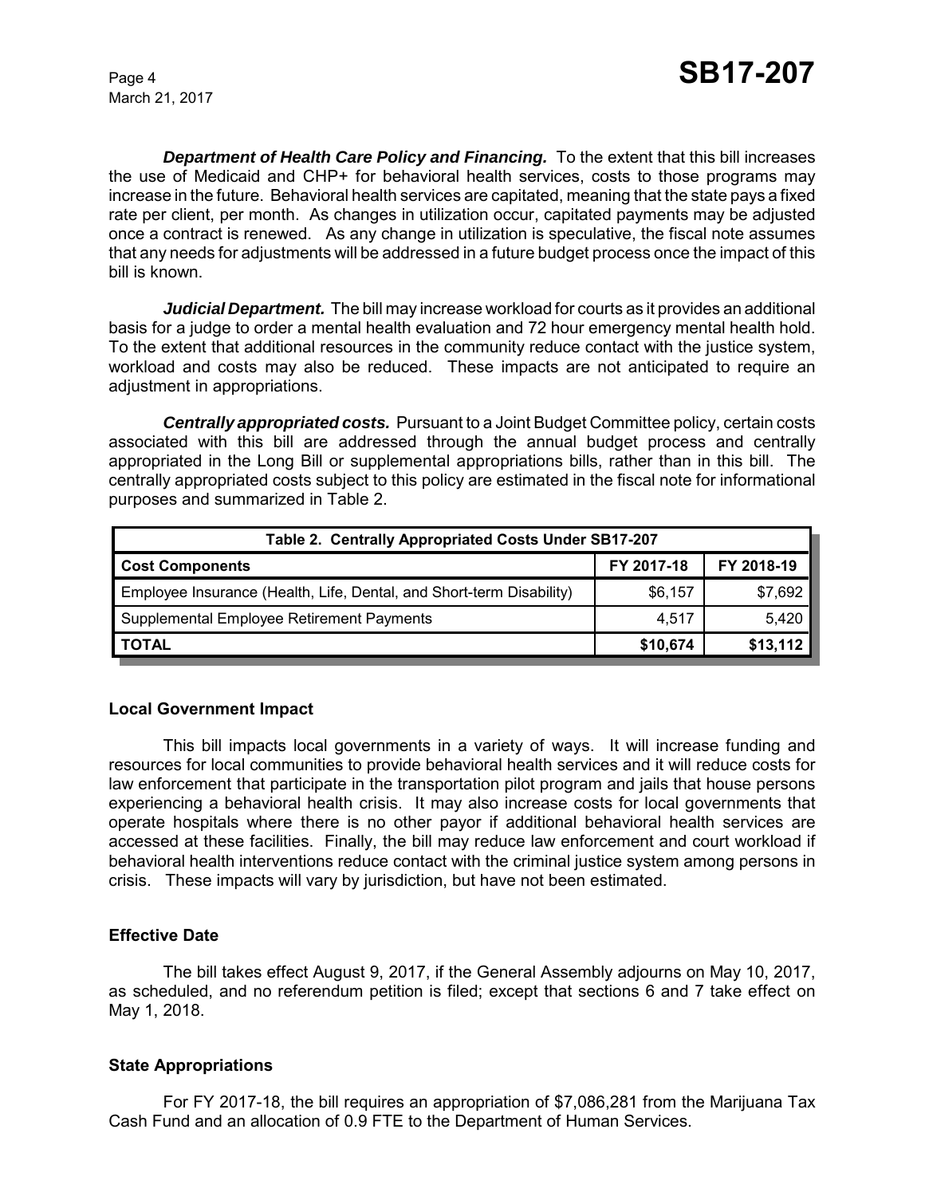***Department of Health Care Policy and Financing.*** To the extent that this bill increases the use of Medicaid and CHP+ for behavioral health services, costs to those programs may increase in the future. Behavioral health services are capitated, meaning that the state pays a fixed rate per client, per month. As changes in utilization occur, capitated payments may be adjusted once a contract is renewed. As any change in utilization is speculative, the fiscal note assumes that any needs for adjustments will be addressed in a future budget process once the impact of this bill is known.

***Judicial Department.*** The bill may increase workload for courts as it provides an additional basis for a judge to order a mental health evaluation and 72 hour emergency mental health hold. To the extent that additional resources in the community reduce contact with the justice system, workload and costs may also be reduced. These impacts are not anticipated to require an adjustment in appropriations.

***Centrally appropriated costs.*** Pursuant to a Joint Budget Committee policy, certain costs associated with this bill are addressed through the annual budget process and centrally appropriated in the Long Bill or supplemental appropriations bills, rather than in this bill. The centrally appropriated costs subject to this policy are estimated in the fiscal note for informational purposes and summarized in Table 2.

| Table 2. Centrally Appropriated Costs Under SB17-207 | | |
|---|---|---|
| **Cost Components** | **FY 2017-18** | **FY 2018-19** |
| Employee Insurance (Health, Life, Dental, and Short-term Disability) | $6,157 | $7,692 |
| Supplemental Employee Retirement Payments | 4,517 | 5,420 |
| **TOTAL** | **$10,674** | **$13,112** |

### Local Government Impact

This bill impacts local governments in a variety of ways. It will increase funding and resources for local communities to provide behavioral health services and it will reduce costs for law enforcement that participate in the transportation pilot program and jails that house persons experiencing a behavioral health crisis. It may also increase costs for local governments that operate hospitals where there is no other payor if additional behavioral health services are accessed at these facilities. Finally, the bill may reduce law enforcement and court workload if behavioral health interventions reduce contact with the criminal justice system among persons in crisis. These impacts will vary by jurisdiction, but have not been estimated.

### Effective Date

The bill takes effect August 9, 2017, if the General Assembly adjourns on May 10, 2017, as scheduled, and no referendum petition is filed; except that sections 6 and 7 take effect on May 1, 2018.

### State Appropriations

For FY 2017-18, the bill requires an appropriation of $7,086,281 from the Marijuana Tax Cash Fund and an allocation of 0.9 FTE to the Department of Human Services.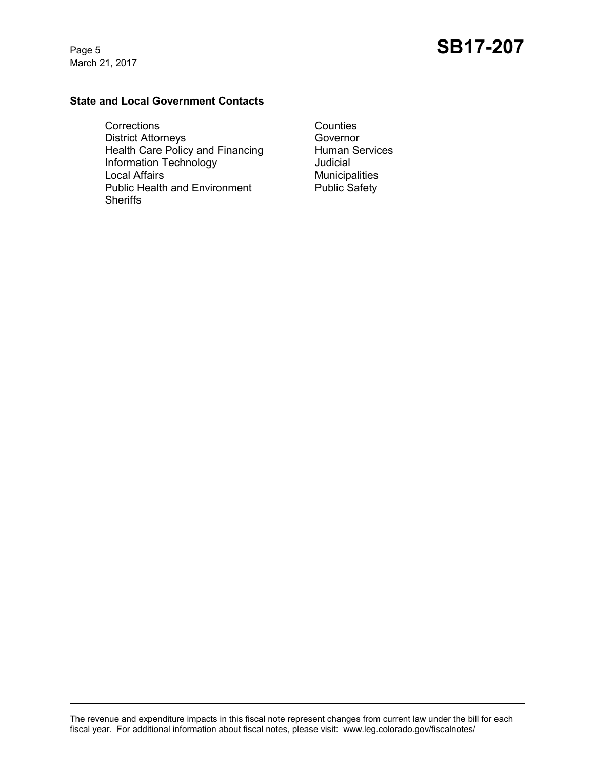**State and Local Government Contacts**

Corrections
District Attorneys
Health Care Policy and Financing
Information Technology
Local Affairs
Public Health and Environment
Sheriffs
Counties
Governor
Human Services
Judicial
Municipalities
Public Safety

The revenue and expenditure impacts in this fiscal note represent changes from current law under the bill for each fiscal year. For additional information about fiscal notes, please visit: www.leg.colorado.gov/fiscalnotes/